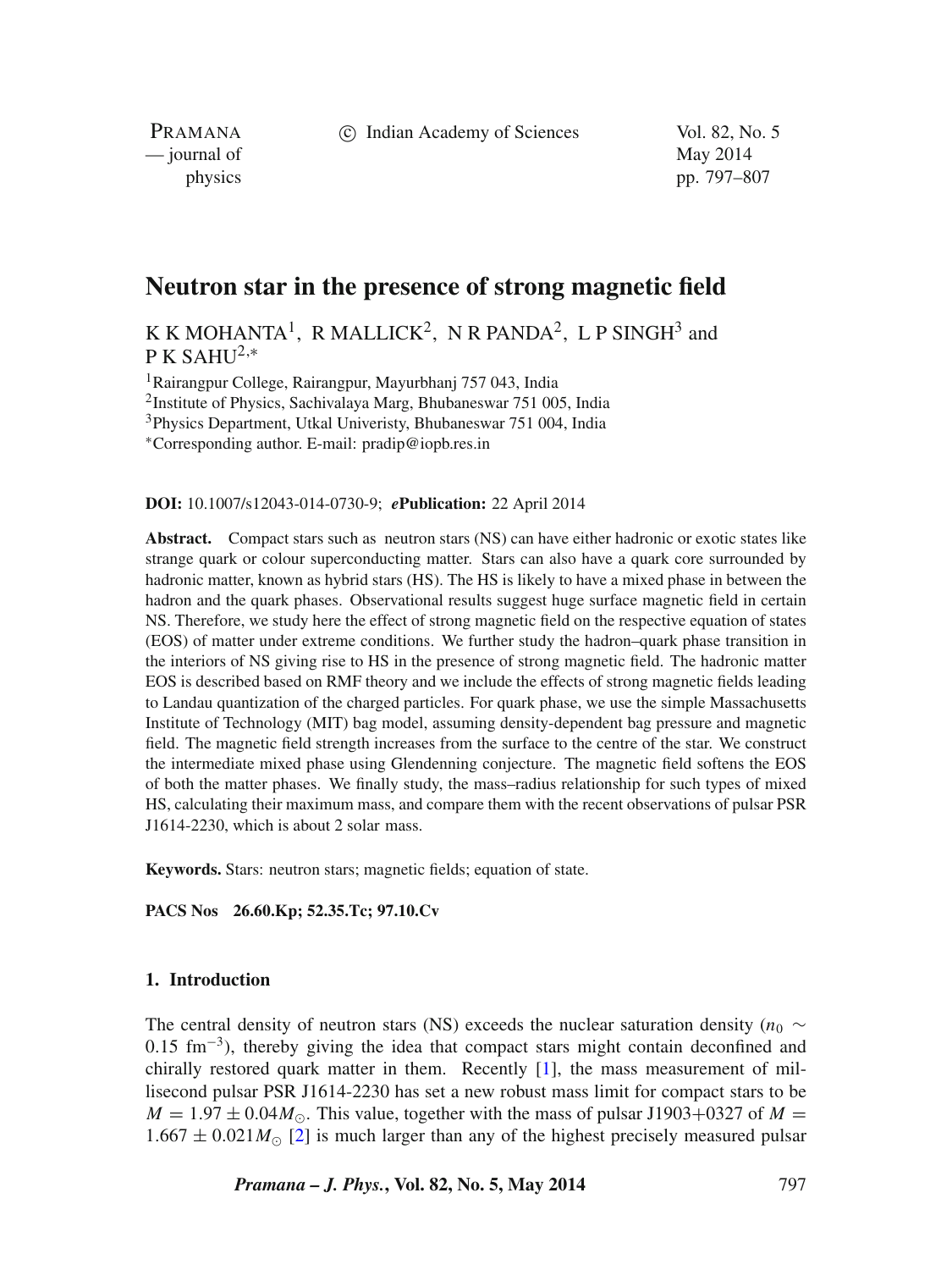# Neutron star in the presence of strong magnetic field

K K MOHANTA[1], R MALLICK[2], N R PANDA[2], L P SINGH[3] and P K SAHU[2,*]

[1]Rairangpur College, Rairangpur, Mayurbhanj 757 043, India
[2]Institute of Physics, Sachivalaya Marg, Bhubaneswar 751 005, India
[3]Physics Department, Utkal Univeristy, Bhubaneswar 751 004, India
*Corresponding author. E-mail: pradip@iopb.res.in

**DOI:** 10.1007/s12043-014-0730-9; ***e*Publication:** 22 April 2014

**Abstract.** Compact stars such as neutron stars (NS) can have either hadronic or exotic states like strange quark or colour superconducting matter. Stars can also have a quark core surrounded by hadronic matter, known as hybrid stars (HS). The HS is likely to have a mixed phase in between the hadron and the quark phases. Observational results suggest huge surface magnetic field in certain NS. Therefore, we study here the effect of strong magnetic field on the respective equation of states (EOS) of matter under extreme conditions. We further study the hadron–quark phase transition in the interiors of NS giving rise to HS in the presence of strong magnetic field. The hadronic matter EOS is described based on RMF theory and we include the effects of strong magnetic fields leading to Landau quantization of the charged particles. For quark phase, we use the simple Massachusetts Institute of Technology (MIT) bag model, assuming density-dependent bag pressure and magnetic field. The magnetic field strength increases from the surface to the centre of the star. We construct the intermediate mixed phase using Glendenning conjecture. The magnetic field softens the EOS of both the matter phases. We finally study, the mass–radius relationship for such types of mixed HS, calculating their maximum mass, and compare them with the recent observations of pulsar PSR J1614-2230, which is about 2 solar mass.

**Keywords.** Stars: neutron stars; magnetic fields; equation of state.

**PACS Nos** 26.60.Kp; 52.35.Tc; 97.10.Cv

## 1. Introduction

The central density of neutron stars (NS) exceeds the nuclear saturation density ($n_0 \sim 0.15$ fm$^{-3}$), thereby giving the idea that compact stars might contain deconfined and chirally restored quark matter in them. Recently [1], the mass measurement of millisecond pulsar PSR J1614-2230 has set a new robust mass limit for compact stars to be $M = 1.97 \pm 0.04 M_\odot$. This value, together with the mass of pulsar J1903+0327 of $M = 1.667 \pm 0.021 M_\odot$ [2] is much larger than any of the highest precisely measured pulsar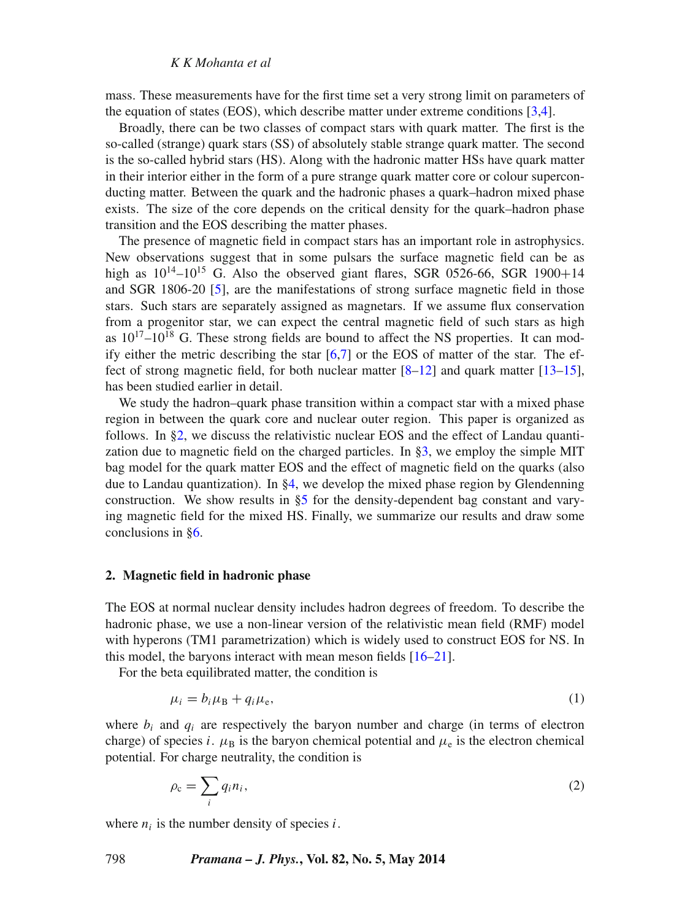mass. These measurements have for the first time set a very strong limit on parameters of the equation of states (EOS), which describe matter under extreme conditions [3,4].

Broadly, there can be two classes of compact stars with quark matter. The first is the so-called (strange) quark stars (SS) of absolutely stable strange quark matter. The second is the so-called hybrid stars (HS). Along with the hadronic matter HSs have quark matter in their interior either in the form of a pure strange quark matter core or colour superconducting matter. Between the quark and the hadronic phases a quark–hadron mixed phase exists. The size of the core depends on the critical density for the quark–hadron phase transition and the EOS describing the matter phases.

The presence of magnetic field in compact stars has an important role in astrophysics. New observations suggest that in some pulsars the surface magnetic field can be as high as $10^{14}$–$10^{15}$ G. Also the observed giant flares, SGR 0526-66, SGR 1900+14 and SGR 1806-20 [5], are the manifestations of strong surface magnetic field in those stars. Such stars are separately assigned as magnetars. If we assume flux conservation from a progenitor star, we can expect the central magnetic field of such stars as high as $10^{17}$–$10^{18}$ G. These strong fields are bound to affect the NS properties. It can modify either the metric describing the star [6,7] or the EOS of matter of the star. The effect of strong magnetic field, for both nuclear matter [8–12] and quark matter [13–15], has been studied earlier in detail.

We study the hadron–quark phase transition within a compact star with a mixed phase region in between the quark core and nuclear outer region. This paper is organized as follows. In §2, we discuss the relativistic nuclear EOS and the effect of Landau quantization due to magnetic field on the charged particles. In §3, we employ the simple MIT bag model for the quark matter EOS and the effect of magnetic field on the quarks (also due to Landau quantization). In §4, we develop the mixed phase region by Glendenning construction. We show results in §5 for the density-dependent bag constant and varying magnetic field for the mixed HS. Finally, we summarize our results and draw some conclusions in §6.

## 2. Magnetic field in hadronic phase

The EOS at normal nuclear density includes hadron degrees of freedom. To describe the hadronic phase, we use a non-linear version of the relativistic mean field (RMF) model with hyperons (TM1 parametrization) which is widely used to construct EOS for NS. In this model, the baryons interact with mean meson fields [16–21].

For the beta equilibrated matter, the condition is

$$\mu_i = b_i \mu_{\mathrm{B}} + q_i \mu_{\mathrm{e}}, \tag{1}$$

where $b_i$ and $q_i$ are respectively the baryon number and charge (in terms of electron charge) of species $i$. $\mu_{\mathrm{B}}$ is the baryon chemical potential and $\mu_{\mathrm{e}}$ is the electron chemical potential. For charge neutrality, the condition is

$$\rho_{\mathrm{c}} = \sum_i q_i n_i, \tag{2}$$

where $n_i$ is the number density of species $i$.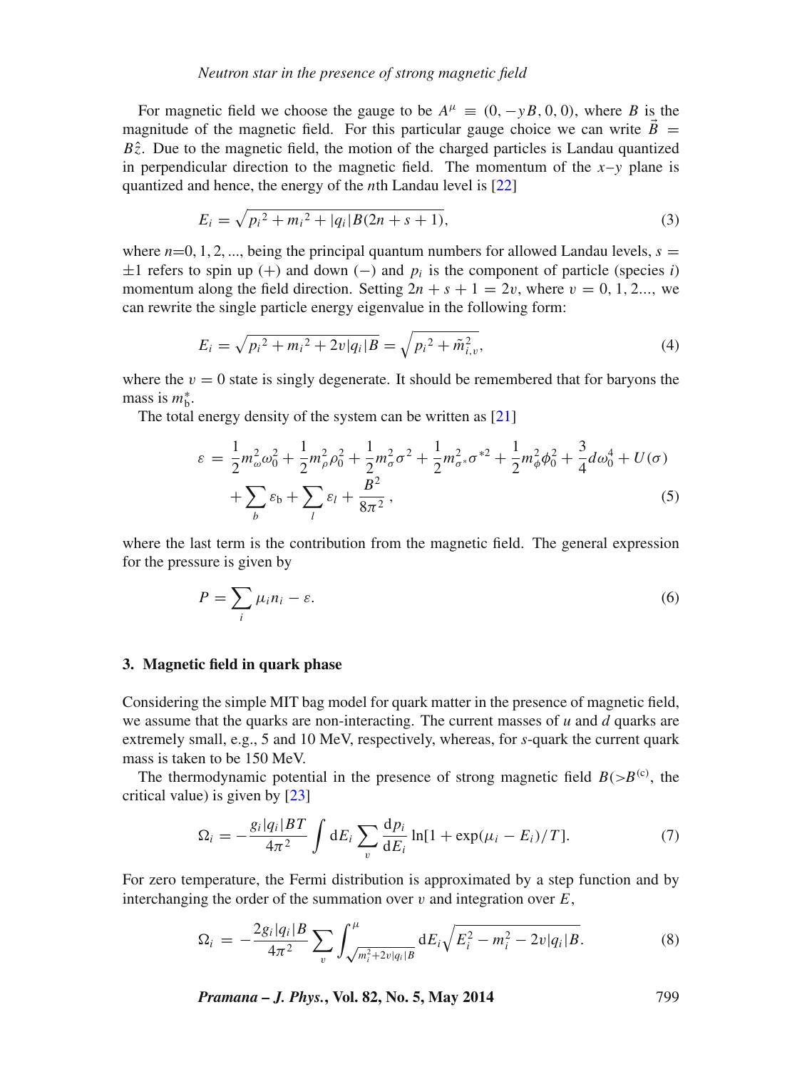For magnetic field we choose the gauge to be $A^{\mu} \equiv (0, -yB, 0, 0)$, where $B$ is the magnitude of the magnetic field. For this particular gauge choice we can write $\vec{B} = B\hat{z}$. Due to the magnetic field, the motion of the charged particles is Landau quantized in perpendicular direction to the magnetic field. The momentum of the $x$–$y$ plane is quantized and hence, the energy of the $n$th Landau level is [22]

$$E_i = \sqrt{{p_i}^2 + {m_i}^2 + |q_i|B(2n + s + 1)}, \tag{3}$$

where $n$=0, 1, 2, ..., being the principal quantum numbers for allowed Landau levels, $s = \pm 1$ refers to spin up (+) and down (−) and $p_i$ is the component of particle (species $i$) momentum along the field direction. Setting $2n + s + 1 = 2\upsilon$, where $\upsilon = 0, 1, 2...$, we can rewrite the single particle energy eigenvalue in the following form:

$$E_i = \sqrt{{p_i}^2 + {m_i}^2 + 2\upsilon|q_i|B} = \sqrt{{p_i}^2 + \tilde{m}_{i,\upsilon}^2}, \tag{4}$$

where the $\upsilon = 0$ state is singly degenerate. It should be remembered that for baryons the mass is $m_{\mathrm{b}}^*$.

The total energy density of the system can be written as [21]

$$\begin{aligned} \varepsilon = &\frac{1}{2}m_{\omega}^2\omega_0^2 + \frac{1}{2}m_{\rho}^2\rho_0^2 + \frac{1}{2}m_{\sigma}^2\sigma^2 + \frac{1}{2}m_{\sigma^*}^2\sigma^{*2} + \frac{1}{2}m_{\phi}^2\phi_0^2 + \frac{3}{4}d\omega_0^4 + U(\sigma) \\ &+ \sum_b \varepsilon_{\mathrm{b}} + \sum_l \varepsilon_l + \frac{B^2}{8\pi^2}, \end{aligned} \tag{5}$$

where the last term is the contribution from the magnetic field. The general expression for the pressure is given by

$$P = \sum_i \mu_i n_i - \varepsilon. \tag{6}$$

## 3. Magnetic field in quark phase

Considering the simple MIT bag model for quark matter in the presence of magnetic field, we assume that the quarks are non-interacting. The current masses of $u$ and $d$ quarks are extremely small, e.g., 5 and 10 MeV, respectively, whereas, for $s$-quark the current quark mass is taken to be 150 MeV.

The thermodynamic potential in the presence of strong magnetic field $B(>B^{(\mathrm{c})}$, the critical value) is given by [23]

$$\Omega_i = -\frac{g_i|q_i|BT}{4\pi^2}\int \mathrm{d}E_i \sum_{\upsilon} \frac{\mathrm{d}p_i}{\mathrm{d}E_i} \ln[1 + \exp(\mu_i - E_i)/T]. \tag{7}$$

For zero temperature, the Fermi distribution is approximated by a step function and by interchanging the order of the summation over $\upsilon$ and integration over $E$,

$$\Omega_i = -\frac{2g_i|q_i|B}{4\pi^2}\sum_{\upsilon}\int_{\sqrt{m_i^2+2\upsilon|q_i|B}}^{\mu} \mathrm{d}E_i\sqrt{E_i^2 - m_i^2 - 2\upsilon|q_i|B}. \tag{8}$$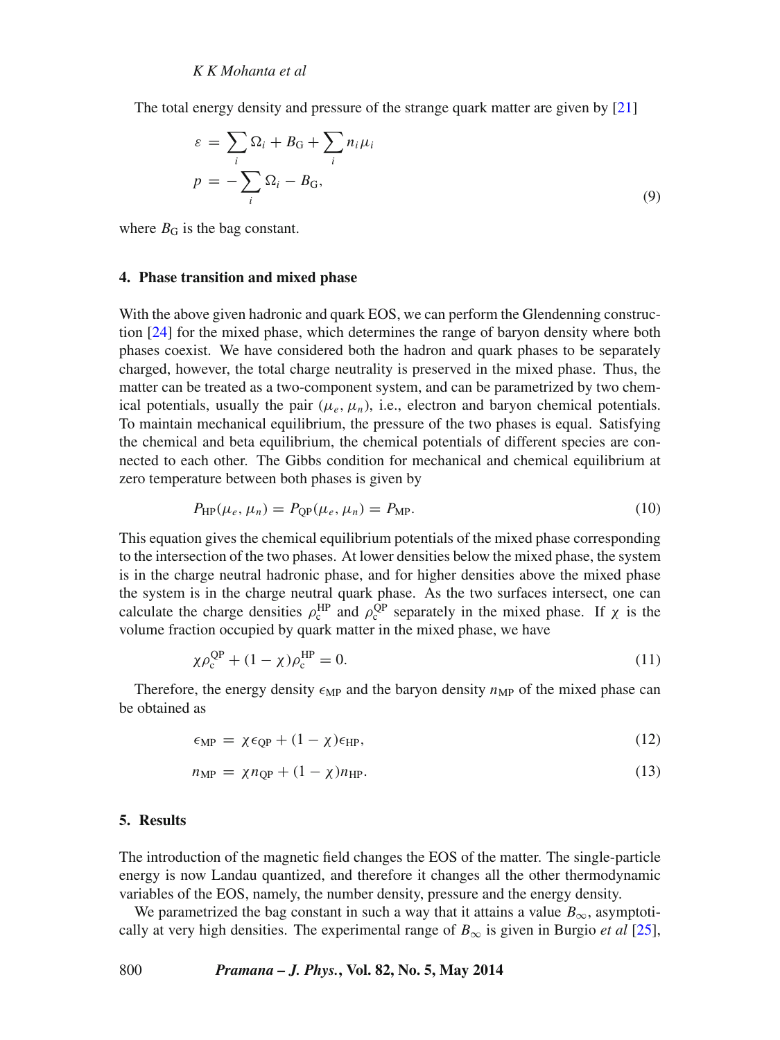The total energy density and pressure of the strange quark matter are given by [21]

$$
\begin{aligned}
\varepsilon &= \sum_i \Omega_i + B_{\mathrm{G}} + \sum_i n_i \mu_i \\
p &= -\sum_i \Omega_i - B_{\mathrm{G}},
\end{aligned}
\tag{9}
$$

where $B_{\mathrm{G}}$ is the bag constant.

## 4. Phase transition and mixed phase

With the above given hadronic and quark EOS, we can perform the Glendenning construction [24] for the mixed phase, which determines the range of baryon density where both phases coexist. We have considered both the hadron and quark phases to be separately charged, however, the total charge neutrality is preserved in the mixed phase. Thus, the matter can be treated as a two-component system, and can be parametrized by two chemical potentials, usually the pair $(\mu_e, \mu_n)$, i.e., electron and baryon chemical potentials. To maintain mechanical equilibrium, the pressure of the two phases is equal. Satisfying the chemical and beta equilibrium, the chemical potentials of different species are connected to each other. The Gibbs condition for mechanical and chemical equilibrium at zero temperature between both phases is given by

$$
P_{\mathrm{HP}}(\mu_e, \mu_n) = P_{\mathrm{QP}}(\mu_e, \mu_n) = P_{\mathrm{MP}}. \tag{10}
$$

This equation gives the chemical equilibrium potentials of the mixed phase corresponding to the intersection of the two phases. At lower densities below the mixed phase, the system is in the charge neutral hadronic phase, and for higher densities above the mixed phase the system is in the charge neutral quark phase. As the two surfaces intersect, one can calculate the charge densities $\rho_{\mathrm{c}}^{\mathrm{HP}}$ and $\rho_{\mathrm{c}}^{\mathrm{QP}}$ separately in the mixed phase. If $\chi$ is the volume fraction occupied by quark matter in the mixed phase, we have

$$
\chi \rho_{\mathrm{c}}^{\mathrm{QP}} + (1-\chi)\rho_{\mathrm{c}}^{\mathrm{HP}} = 0. \tag{11}
$$

Therefore, the energy density $\epsilon_{\mathrm{MP}}$ and the baryon density $n_{\mathrm{MP}}$ of the mixed phase can be obtained as

$$
\epsilon_{\mathrm{MP}} = \chi \epsilon_{\mathrm{QP}} + (1-\chi)\epsilon_{\mathrm{HP}}, \tag{12}
$$

$$
n_{\mathrm{MP}} = \chi n_{\mathrm{QP}} + (1-\chi) n_{\mathrm{HP}}. \tag{13}
$$

## 5. Results

The introduction of the magnetic field changes the EOS of the matter. The single-particle energy is now Landau quantized, and therefore it changes all the other thermodynamic variables of the EOS, namely, the number density, pressure and the energy density.

We parametrized the bag constant in such a way that it attains a value $B_\infty$, asymptotically at very high densities. The experimental range of $B_\infty$ is given in Burgio *et al* [25],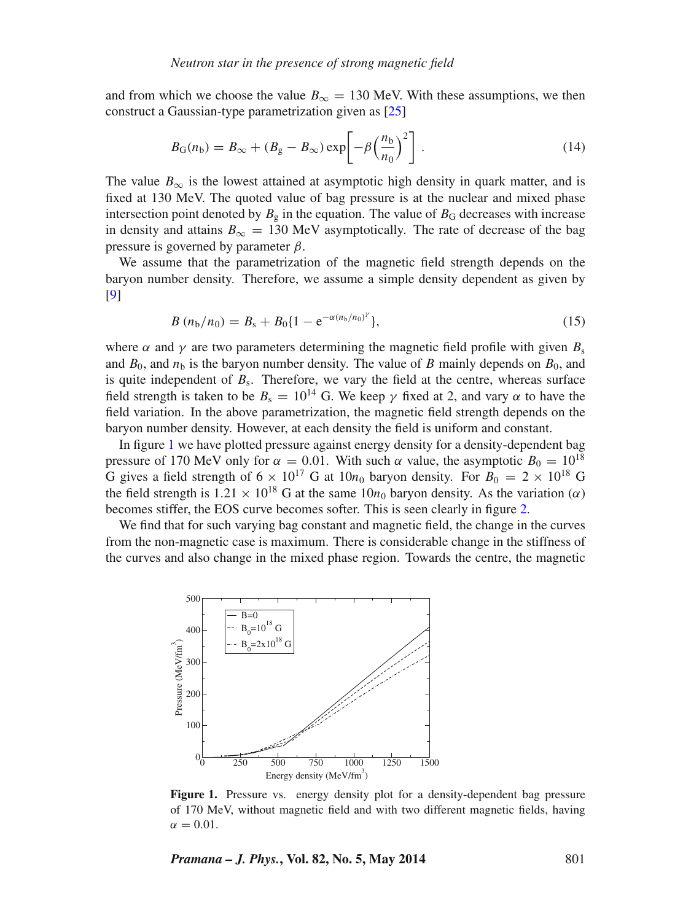and from which we choose the value $B_\infty = 130$ MeV. With these assumptions, we then construct a Gaussian-type parametrization given as [25]

$$B_{\rm G}(n_{\rm b}) = B_\infty + (B_{\rm g} - B_\infty)\exp\left[-\beta\left(\frac{n_{\rm b}}{n_0}\right)^2\right]. \tag{14}$$

The value $B_\infty$ is the lowest attained at asymptotic high density in quark matter, and is fixed at 130 MeV. The quoted value of bag pressure is at the nuclear and mixed phase intersection point denoted by $B_{\rm g}$ in the equation. The value of $B_{\rm G}$ decreases with increase in density and attains $B_\infty = 130$ MeV asymptotically. The rate of decrease of the bag pressure is governed by parameter $\beta$.

We assume that the parametrization of the magnetic field strength depends on the baryon number density. Therefore, we assume a simple density dependent as given by [9]

$$B\,(n_{\rm b}/n_0) = B_{\rm s} + B_0\{1 - {\rm e}^{-\alpha(n_{\rm b}/n_0)^\gamma}\}, \tag{15}$$

where $\alpha$ and $\gamma$ are two parameters determining the magnetic field profile with given $B_{\rm s}$ and $B_0$, and $n_{\rm b}$ is the baryon number density. The value of $B$ mainly depends on $B_0$, and is quite independent of $B_{\rm s}$. Therefore, we vary the field at the centre, whereas surface field strength is taken to be $B_{\rm s} = 10^{14}$ G. We keep $\gamma$ fixed at 2, and vary $\alpha$ to have the field variation. In the above parametrization, the magnetic field strength depends on the baryon number density. However, at each density the field is uniform and constant.

In figure 1 we have plotted pressure against energy density for a density-dependent bag pressure of 170 MeV only for $\alpha = 0.01$. With such $\alpha$ value, the asymptotic $B_0 = 10^{18}$ G gives a field strength of $6 \times 10^{17}$ G at $10n_0$ baryon density. For $B_0 = 2 \times 10^{18}$ G the field strength is $1.21 \times 10^{18}$ G at the same $10n_0$ baryon density. As the variation ($\alpha$) becomes stiffer, the EOS curve becomes softer. This is seen clearly in figure 2.

We find that for such varying bag constant and magnetic field, the change in the curves from the non-magnetic case is maximum. There is considerable change in the stiffness of the curves and also change in the mixed phase region. Towards the centre, the magnetic

**Figure 1.** Pressure vs. energy density plot for a density-dependent bag pressure of 170 MeV, without magnetic field and with two different magnetic fields, having $\alpha = 0.01$.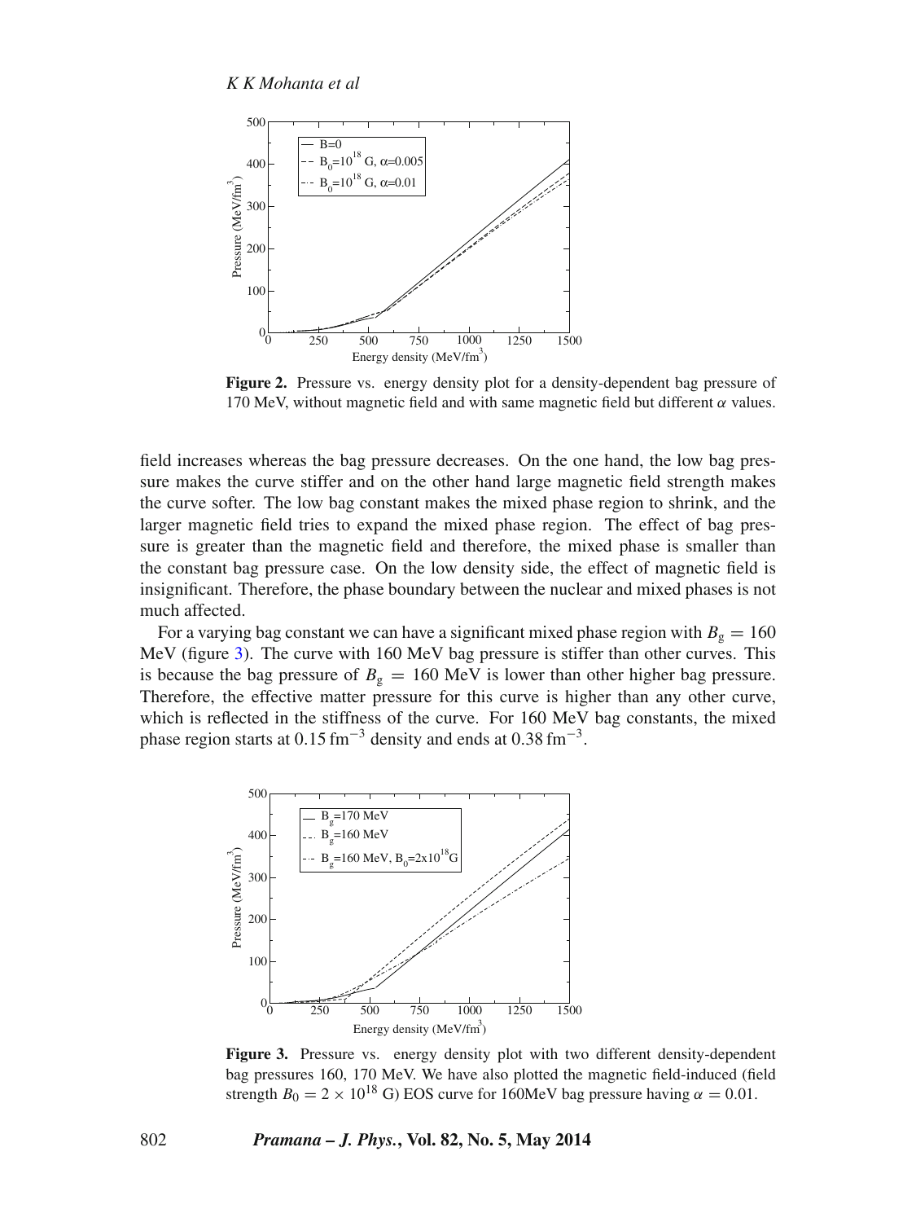**Figure 2.** Pressure vs. energy density plot for a density-dependent bag pressure of 170 MeV, without magnetic field and with same magnetic field but different $\alpha$ values.

field increases whereas the bag pressure decreases. On the one hand, the low bag pressure makes the curve stiffer and on the other hand large magnetic field strength makes the curve softer. The low bag constant makes the mixed phase region to shrink, and the larger magnetic field tries to expand the mixed phase region. The effect of bag pressure is greater than the magnetic field and therefore, the mixed phase is smaller than the constant bag pressure case. On the low density side, the effect of magnetic field is insignificant. Therefore, the phase boundary between the nuclear and mixed phases is not much affected.

For a varying bag constant we can have a significant mixed phase region with $B_g = 160$ MeV (figure 3). The curve with 160 MeV bag pressure is stiffer than other curves. This is because the bag pressure of $B_g = 160$ MeV is lower than other higher bag pressure. Therefore, the effective matter pressure for this curve is higher than any other curve, which is reflected in the stiffness of the curve. For 160 MeV bag constants, the mixed phase region starts at $0.15\,\mathrm{fm}^{-3}$ density and ends at $0.38\,\mathrm{fm}^{-3}$.

**Figure 3.** Pressure vs. energy density plot with two different density-dependent bag pressures 160, 170 MeV. We have also plotted the magnetic field-induced (field strength $B_0 = 2 \times 10^{18}$ G) EOS curve for 160MeV bag pressure having $\alpha = 0.01$.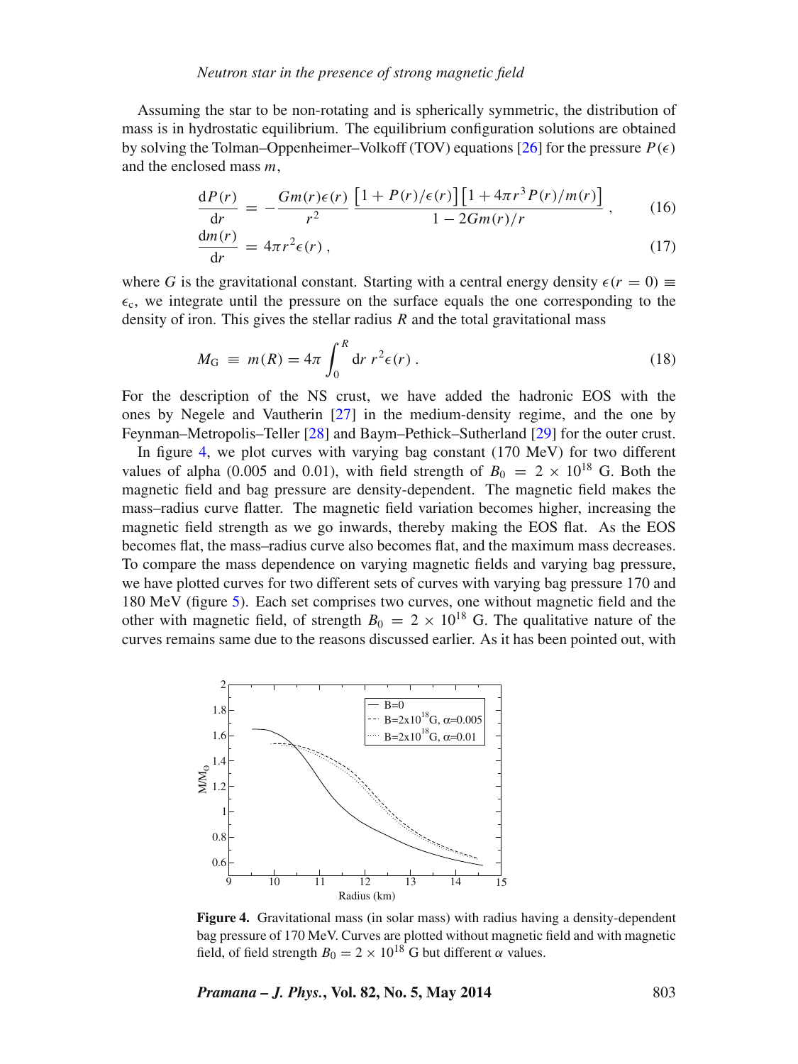Assuming the star to be non-rotating and is spherically symmetric, the distribution of mass is in hydrostatic equilibrium. The equilibrium configuration solutions are obtained by solving the Tolman–Oppenheimer–Volkoff (TOV) equations [26] for the pressure $P(\epsilon)$ and the enclosed mass $m$,

$$\frac{\mathrm{d}P(r)}{\mathrm{d}r} = -\frac{Gm(r)\epsilon(r)}{r^2}\frac{\left[1+P(r)/\epsilon(r)\right]\left[1+4\pi r^3 P(r)/m(r)\right]}{1-2Gm(r)/r}\,, \tag{16}$$

$$\frac{\mathrm{d}m(r)}{\mathrm{d}r} = 4\pi r^2\epsilon(r)\,, \tag{17}$$

where $G$ is the gravitational constant. Starting with a central energy density $\epsilon(r=0) \equiv \epsilon_\mathrm{c}$, we integrate until the pressure on the surface equals the one corresponding to the density of iron. This gives the stellar radius $R$ and the total gravitational mass

$$M_\mathrm{G} \equiv m(R) = 4\pi\int_0^R \mathrm{d}r\, r^2\epsilon(r)\,. \tag{18}$$

For the description of the NS crust, we have added the hadronic EOS with the ones by Negele and Vautherin [27] in the medium-density regime, and the one by Feynman–Metropolis–Teller [28] and Baym–Pethick–Sutherland [29] for the outer crust.

In figure 4, we plot curves with varying bag constant (170 MeV) for two different values of alpha (0.005 and 0.01), with field strength of $B_0 = 2\times 10^{18}$ G. Both the magnetic field and bag pressure are density-dependent. The magnetic field makes the mass–radius curve flatter. The magnetic field variation becomes higher, increasing the magnetic field strength as we go inwards, thereby making the EOS flat. As the EOS becomes flat, the mass–radius curve also becomes flat, and the maximum mass decreases. To compare the mass dependence on varying magnetic fields and varying bag pressure, we have plotted curves for two different sets of curves with varying bag pressure 170 and 180 MeV (figure 5). Each set comprises two curves, one without magnetic field and the other with magnetic field, of strength $B_0 = 2\times 10^{18}$ G. The qualitative nature of the curves remains same due to the reasons discussed earlier. As it has been pointed out, with

**Figure 4.** Gravitational mass (in solar mass) with radius having a density-dependent bag pressure of 170 MeV. Curves are plotted without magnetic field and with magnetic field, of field strength $B_0 = 2\times 10^{18}$ G but different $\alpha$ values.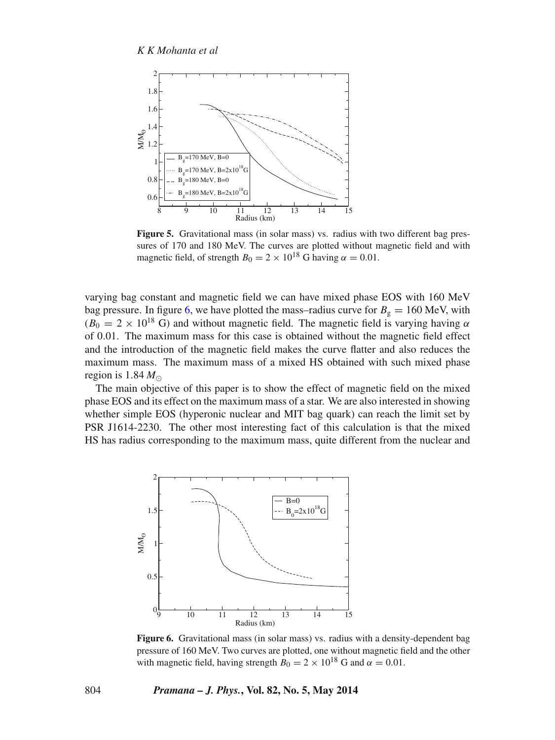**Figure 5.** Gravitational mass (in solar mass) vs. radius with two different bag pressures of 170 and 180 MeV. The curves are plotted without magnetic field and with magnetic field, of strength $B_0 = 2 \times 10^{18}$ G having $\alpha = 0.01$.

varying bag constant and magnetic field we can have mixed phase EOS with 160 MeV bag pressure. In figure 6, we have plotted the mass–radius curve for $B_g = 160$ MeV, with ($B_0 = 2 \times 10^{18}$ G) and without magnetic field. The magnetic field is varying having $\alpha$ of 0.01. The maximum mass for this case is obtained without the magnetic field effect and the introduction of the magnetic field makes the curve flatter and also reduces the maximum mass. The maximum mass of a mixed HS obtained with such mixed phase region is 1.84 $M_\odot$

The main objective of this paper is to show the effect of magnetic field on the mixed phase EOS and its effect on the maximum mass of a star. We are also interested in showing whether simple EOS (hyperonic nuclear and MIT bag quark) can reach the limit set by PSR J1614-2230. The other most interesting fact of this calculation is that the mixed HS has radius corresponding to the maximum mass, quite different from the nuclear and

**Figure 6.** Gravitational mass (in solar mass) vs. radius with a density-dependent bag pressure of 160 MeV. Two curves are plotted, one without magnetic field and the other with magnetic field, having strength $B_0 = 2 \times 10^{18}$ G and $\alpha = 0.01$.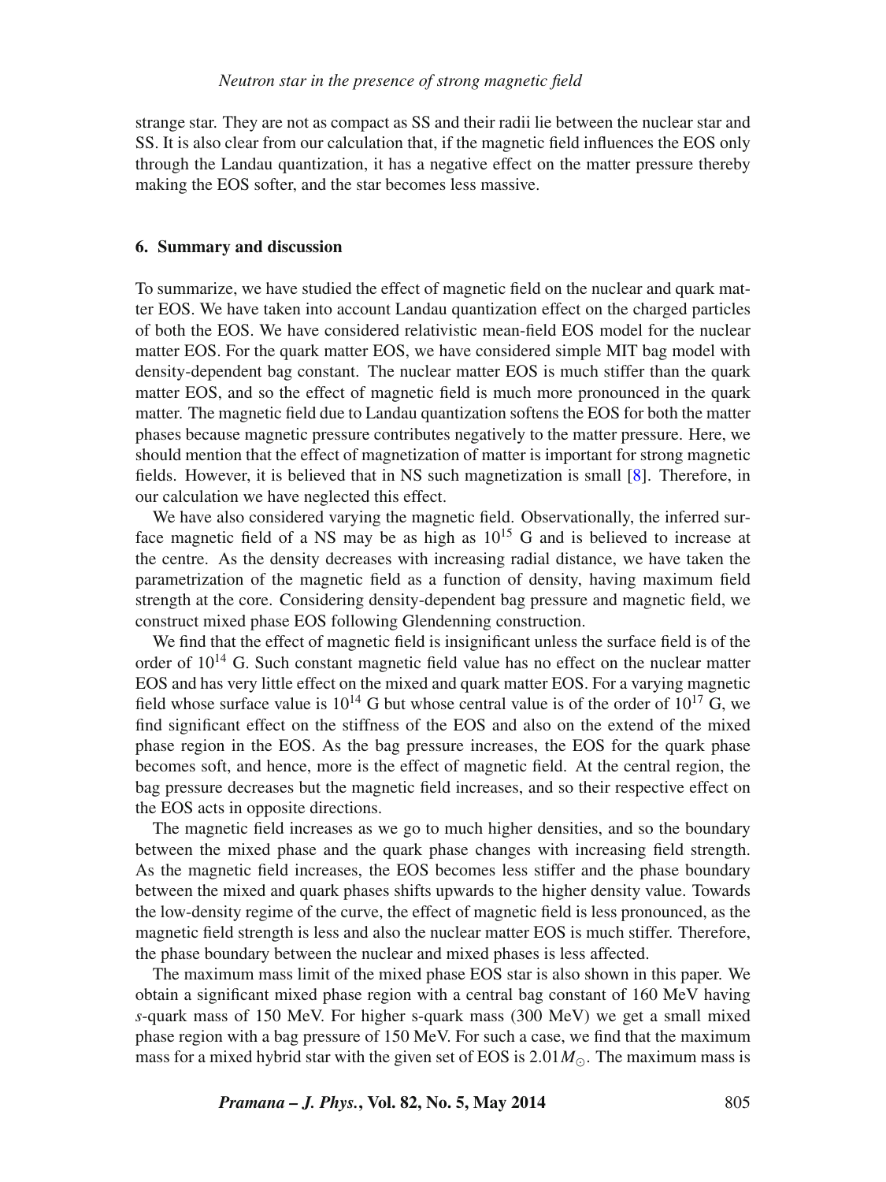strange star. They are not as compact as SS and their radii lie between the nuclear star and SS. It is also clear from our calculation that, if the magnetic field influences the EOS only through the Landau quantization, it has a negative effect on the matter pressure thereby making the EOS softer, and the star becomes less massive.

## 6. Summary and discussion

To summarize, we have studied the effect of magnetic field on the nuclear and quark matter EOS. We have taken into account Landau quantization effect on the charged particles of both the EOS. We have considered relativistic mean-field EOS model for the nuclear matter EOS. For the quark matter EOS, we have considered simple MIT bag model with density-dependent bag constant. The nuclear matter EOS is much stiffer than the quark matter EOS, and so the effect of magnetic field is much more pronounced in the quark matter. The magnetic field due to Landau quantization softens the EOS for both the matter phases because magnetic pressure contributes negatively to the matter pressure. Here, we should mention that the effect of magnetization of matter is important for strong magnetic fields. However, it is believed that in NS such magnetization is small [8]. Therefore, in our calculation we have neglected this effect.

We have also considered varying the magnetic field. Observationally, the inferred surface magnetic field of a NS may be as high as $10^{15}$ G and is believed to increase at the centre. As the density decreases with increasing radial distance, we have taken the parametrization of the magnetic field as a function of density, having maximum field strength at the core. Considering density-dependent bag pressure and magnetic field, we construct mixed phase EOS following Glendenning construction.

We find that the effect of magnetic field is insignificant unless the surface field is of the order of $10^{14}$ G. Such constant magnetic field value has no effect on the nuclear matter EOS and has very little effect on the mixed and quark matter EOS. For a varying magnetic field whose surface value is $10^{14}$ G but whose central value is of the order of $10^{17}$ G, we find significant effect on the stiffness of the EOS and also on the extend of the mixed phase region in the EOS. As the bag pressure increases, the EOS for the quark phase becomes soft, and hence, more is the effect of magnetic field. At the central region, the bag pressure decreases but the magnetic field increases, and so their respective effect on the EOS acts in opposite directions.

The magnetic field increases as we go to much higher densities, and so the boundary between the mixed phase and the quark phase changes with increasing field strength. As the magnetic field increases, the EOS becomes less stiffer and the phase boundary between the mixed and quark phases shifts upwards to the higher density value. Towards the low-density regime of the curve, the effect of magnetic field is less pronounced, as the magnetic field strength is less and also the nuclear matter EOS is much stiffer. Therefore, the phase boundary between the nuclear and mixed phases is less affected.

The maximum mass limit of the mixed phase EOS star is also shown in this paper. We obtain a significant mixed phase region with a central bag constant of 160 MeV having *s*-quark mass of 150 MeV. For higher s-quark mass (300 MeV) we get a small mixed phase region with a bag pressure of 150 MeV. For such a case, we find that the maximum mass for a mixed hybrid star with the given set of EOS is $2.01 M_{\odot}$. The maximum mass is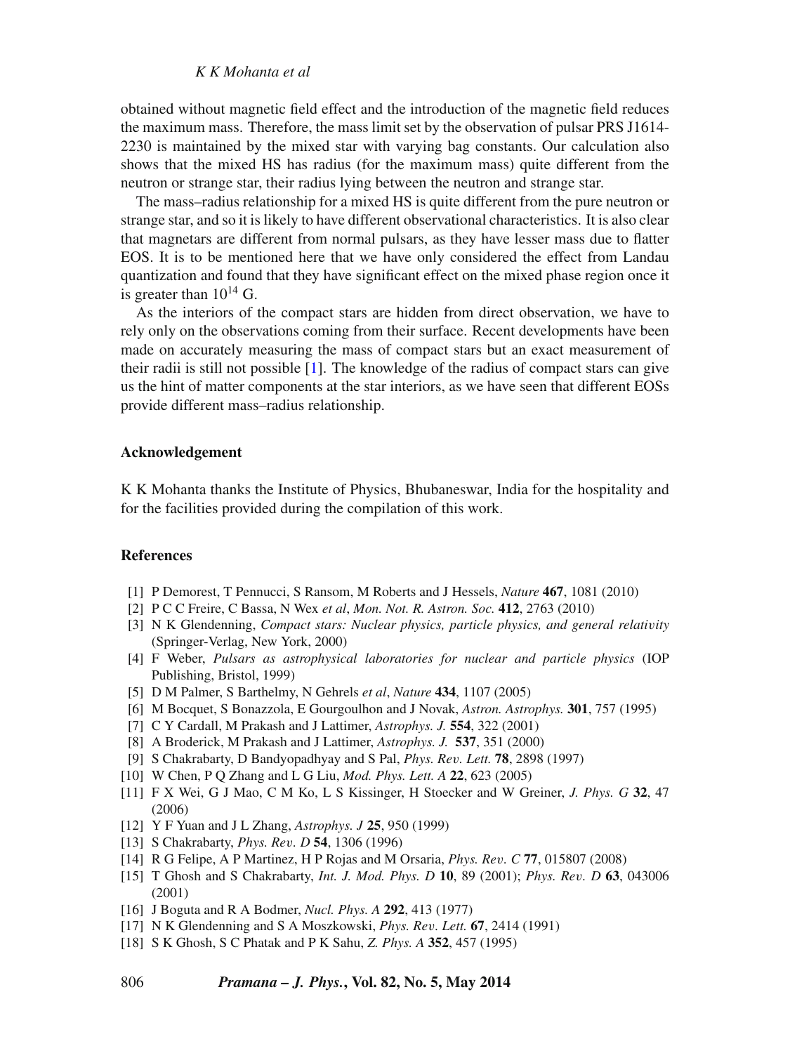obtained without magnetic field effect and the introduction of the magnetic field reduces the maximum mass. Therefore, the mass limit set by the observation of pulsar PRS J1614-2230 is maintained by the mixed star with varying bag constants. Our calculation also shows that the mixed HS has radius (for the maximum mass) quite different from the neutron or strange star, their radius lying between the neutron and strange star.

The mass–radius relationship for a mixed HS is quite different from the pure neutron or strange star, and so it is likely to have different observational characteristics. It is also clear that magnetars are different from normal pulsars, as they have lesser mass due to flatter EOS. It is to be mentioned here that we have only considered the effect from Landau quantization and found that they have significant effect on the mixed phase region once it is greater than $10^{14}$ G.

As the interiors of the compact stars are hidden from direct observation, we have to rely only on the observations coming from their surface. Recent developments have been made on accurately measuring the mass of compact stars but an exact measurement of their radii is still not possible [1]. The knowledge of the radius of compact stars can give us the hint of matter components at the star interiors, as we have seen that different EOSs provide different mass–radius relationship.

### Acknowledgement

K K Mohanta thanks the Institute of Physics, Bhubaneswar, India for the hospitality and for the facilities provided during the compilation of this work.

### References

[1] P Demorest, T Pennucci, S Ransom, M Roberts and J Hessels, *Nature* **467**, 1081 (2010)
[2] P C C Freire, C Bassa, N Wex *et al*, *Mon. Not. R. Astron. Soc.* **412**, 2763 (2010)
[3] N K Glendenning, *Compact stars: Nuclear physics, particle physics, and general relativity* (Springer-Verlag, New York, 2000)
[4] F Weber, *Pulsars as astrophysical laboratories for nuclear and particle physics* (IOP Publishing, Bristol, 1999)
[5] D M Palmer, S Barthelmy, N Gehrels *et al*, *Nature* **434**, 1107 (2005)
[6] M Bocquet, S Bonazzola, E Gourgoulhon and J Novak, *Astron. Astrophys.* **301**, 757 (1995)
[7] C Y Cardall, M Prakash and J Lattimer, *Astrophys. J.* **554**, 322 (2001)
[8] A Broderick, M Prakash and J Lattimer, *Astrophys. J.* **537**, 351 (2000)
[9] S Chakrabarty, D Bandyopadhyay and S Pal, *Phys. Rev. Lett.* **78**, 2898 (1997)
[10] W Chen, P Q Zhang and L G Liu, *Mod. Phys. Lett. A* **22**, 623 (2005)
[11] F X Wei, G J Mao, C M Ko, L S Kissinger, H Stoecker and W Greiner, *J. Phys. G* **32**, 47 (2006)
[12] Y F Yuan and J L Zhang, *Astrophys. J* **25**, 950 (1999)
[13] S Chakrabarty, *Phys. Rev. D* **54**, 1306 (1996)
[14] R G Felipe, A P Martinez, H P Rojas and M Orsaria, *Phys. Rev. C* **77**, 015807 (2008)
[15] T Ghosh and S Chakrabarty, *Int. J. Mod. Phys. D* **10**, 89 (2001); *Phys. Rev. D* **63**, 043006 (2001)
[16] J Boguta and R A Bodmer, *Nucl. Phys. A* **292**, 413 (1977)
[17] N K Glendenning and S A Moszkowski, *Phys. Rev. Lett.* **67**, 2414 (1991)
[18] S K Ghosh, S C Phatak and P K Sahu, *Z. Phys. A* **352**, 457 (1995)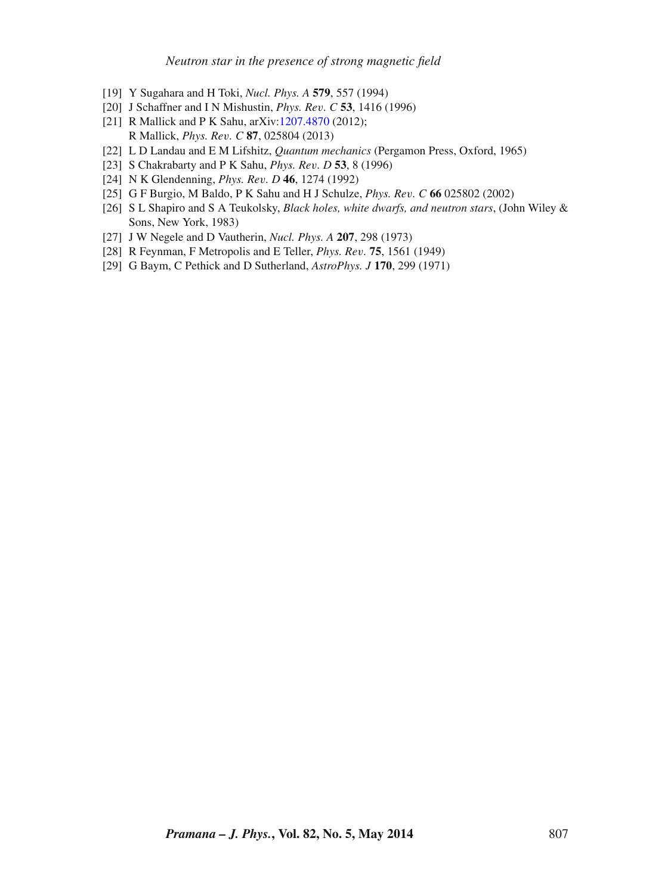[19] Y Sugahara and H Toki, *Nucl. Phys. A* **579**, 557 (1994)

[20] J Schaffner and I N Mishustin, *Phys. Rev. C* **53**, 1416 (1996)

[21] R Mallick and P K Sahu, arXiv:1207.4870 (2012);
R Mallick, *Phys. Rev. C* **87**, 025804 (2013)

[22] L D Landau and E M Lifshitz, *Quantum mechanics* (Pergamon Press, Oxford, 1965)

[23] S Chakrabarty and P K Sahu, *Phys. Rev. D* **53**, 8 (1996)

[24] N K Glendenning, *Phys. Rev. D* **46**, 1274 (1992)

[25] G F Burgio, M Baldo, P K Sahu and H J Schulze, *Phys. Rev. C* **66** 025802 (2002)

[26] S L Shapiro and S A Teukolsky, *Black holes, white dwarfs, and neutron stars*, (John Wiley & Sons, New York, 1983)

[27] J W Negele and D Vautherin, *Nucl. Phys. A* **207**, 298 (1973)

[28] R Feynman, F Metropolis and E Teller, *Phys. Rev.* **75**, 1561 (1949)

[29] G Baym, C Pethick and D Sutherland, *AstroPhys. J* **170**, 299 (1971)